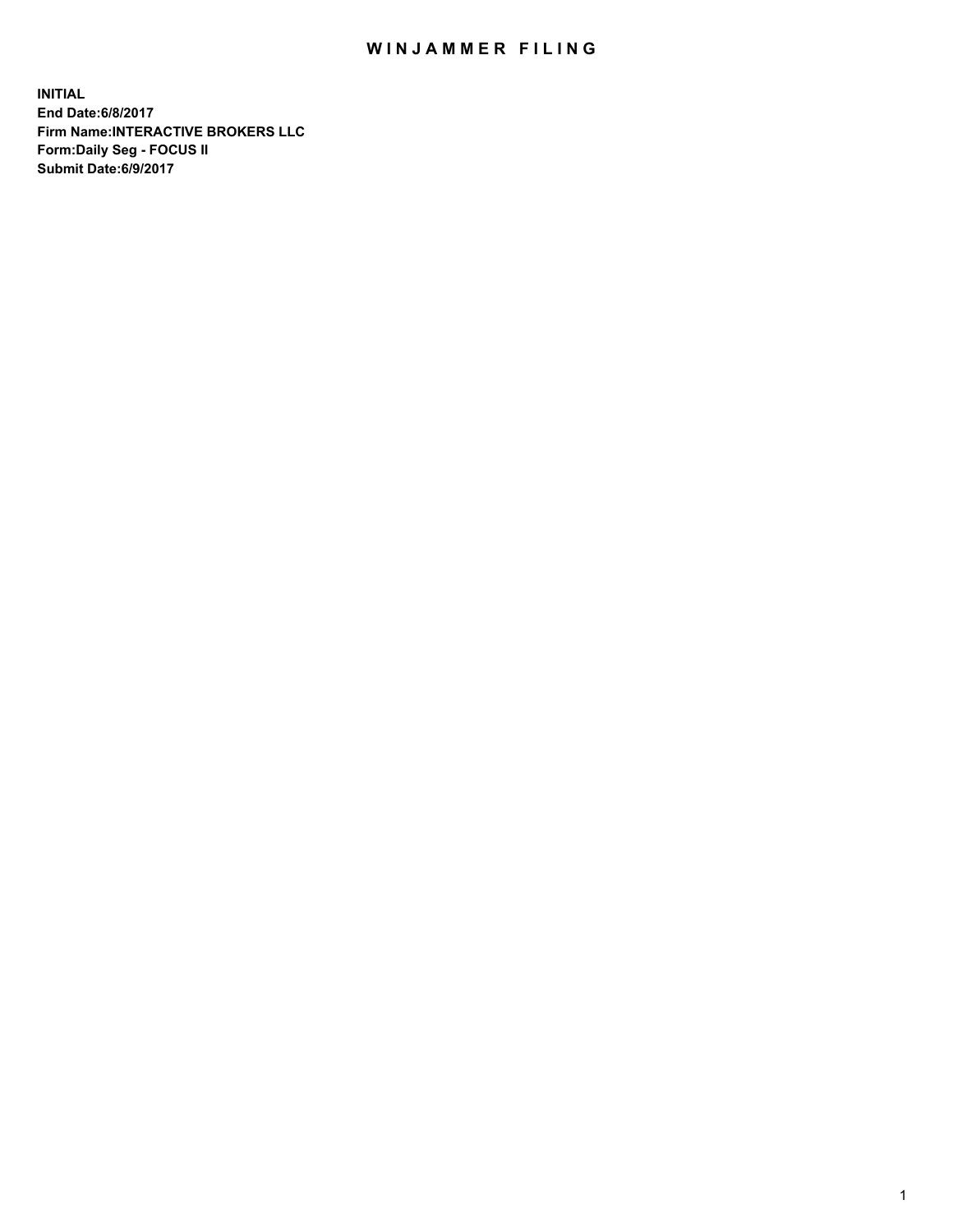# WINJAMMER FILING

**INITIAL**
**End Date:6/8/2017**
**Firm Name:INTERACTIVE BROKERS LLC**
**Form:Daily Seg - FOCUS II**
**Submit Date:6/9/2017**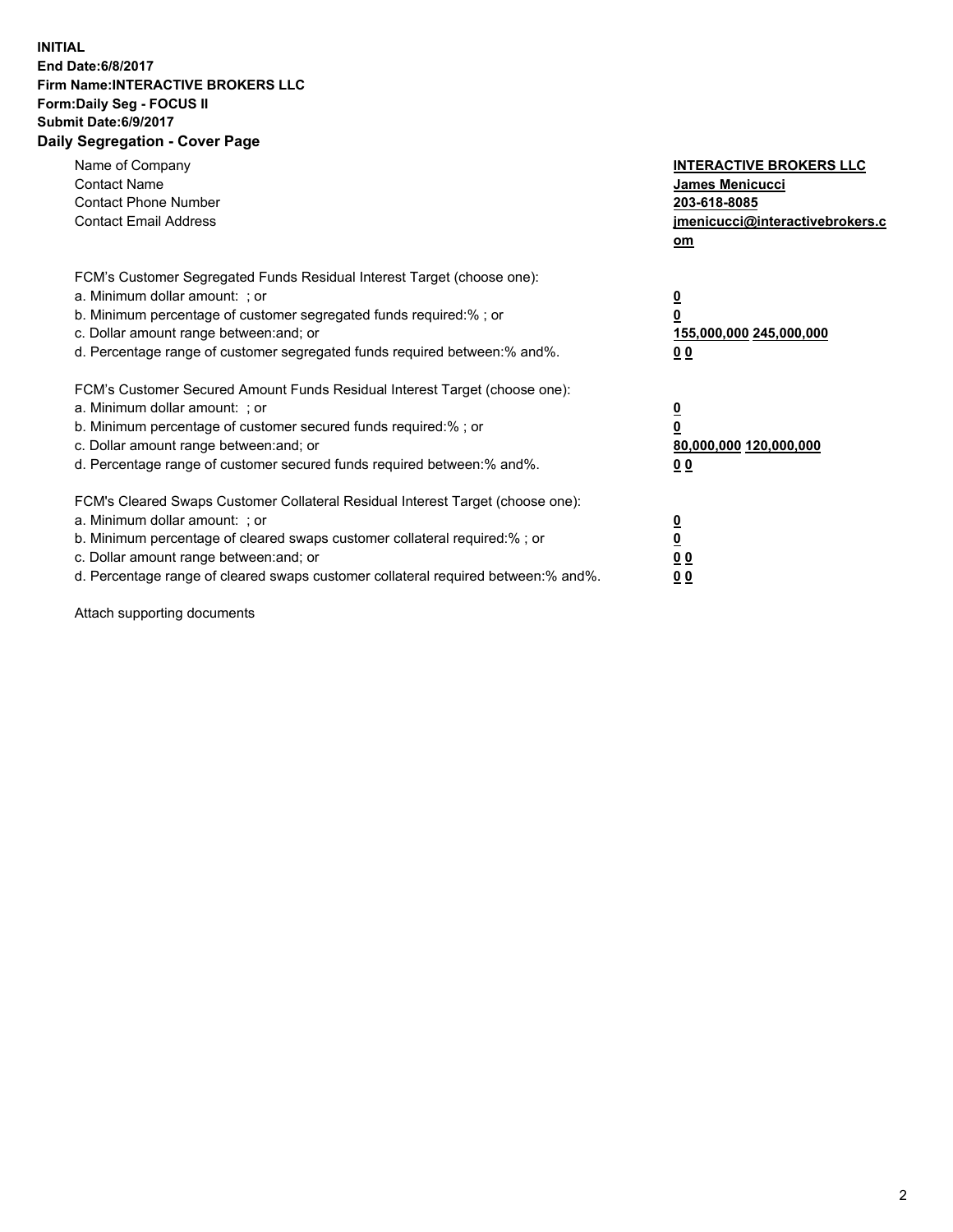**INITIAL**
**End Date:6/8/2017**
**Firm Name:INTERACTIVE BROKERS LLC**
**Form:Daily Seg - FOCUS II**
**Submit Date:6/9/2017**

## Daily Segregation - Cover Page

| | |
|---|---|
| Name of Company | **INTERACTIVE BROKERS LLC** |
| Contact Name | **James Menicucci** |
| Contact Phone Number | **203-618-8085** |
| Contact Email Address | **jmenicucci@interactivebrokers.com** |

FCM's Customer Segregated Funds Residual Interest Target (choose one):

| | |
|---|---|
| a. Minimum dollar amount: ; or | **0** |
| b. Minimum percentage of customer segregated funds required:% ; or | **0** |
| c. Dollar amount range between:and; or | **155,000,000 245,000,000** |
| d. Percentage range of customer segregated funds required between:% and%. | **0 0** |

FCM's Customer Secured Amount Funds Residual Interest Target (choose one):

| | |
|---|---|
| a. Minimum dollar amount: ; or | **0** |
| b. Minimum percentage of customer secured funds required:% ; or | **0** |
| c. Dollar amount range between:and; or | **80,000,000 120,000,000** |
| d. Percentage range of customer secured funds required between:% and%. | **0 0** |

FCM's Cleared Swaps Customer Collateral Residual Interest Target (choose one):

| | |
|---|---|
| a. Minimum dollar amount: ; or | **0** |
| b. Minimum percentage of cleared swaps customer collateral required:% ; or | **0** |
| c. Dollar amount range between:and; or | **0 0** |
| d. Percentage range of cleared swaps customer collateral required between:% and%. | **0 0** |

Attach supporting documents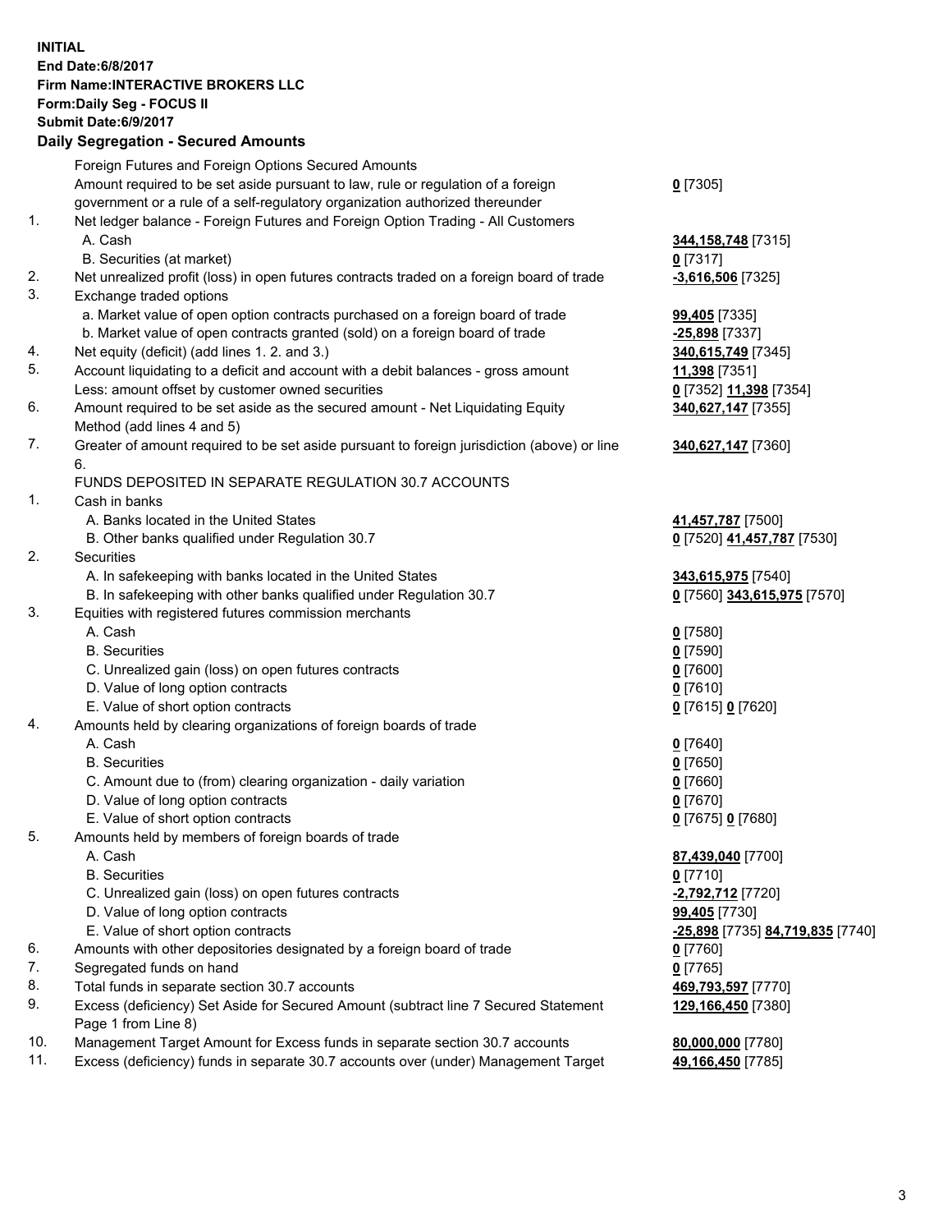**INITIAL**
**End Date:6/8/2017**
**Firm Name:INTERACTIVE BROKERS LLC**
**Form:Daily Seg - FOCUS II**
**Submit Date:6/9/2017**

**Daily Segregation - Secured Amounts**

| | | |
|---|---|---|
| | Foreign Futures and Foreign Options Secured Amounts | |
| | Amount required to be set aside pursuant to law, rule or regulation of a foreign government or a rule of a self-regulatory organization authorized thereunder | **0** [7305] |
| 1. | Net ledger balance - Foreign Futures and Foreign Option Trading - All Customers | |
| | A. Cash | **344,158,748** [7315] |
| | B. Securities (at market) | **0** [7317] |
| 2. | Net unrealized profit (loss) in open futures contracts traded on a foreign board of trade | **-3,616,506** [7325] |
| 3. | Exchange traded options | |
| | a. Market value of open option contracts purchased on a foreign board of trade | **99,405** [7335] |
| | b. Market value of open contracts granted (sold) on a foreign board of trade | **-25,898** [7337] |
| 4. | Net equity (deficit) (add lines 1. 2. and 3.) | **340,615,749** [7345] |
| 5. | Account liquidating to a deficit and account with a debit balances - gross amount | **11,398** [7351] |
| | Less: amount offset by customer owned securities | **0** [7352] **11,398** [7354] |
| 6. | Amount required to be set aside as the secured amount - Net Liquidating Equity Method (add lines 4 and 5) | **340,627,147** [7355] |
| 7. | Greater of amount required to be set aside pursuant to foreign jurisdiction (above) or line 6. | **340,627,147** [7360] |
| | FUNDS DEPOSITED IN SEPARATE REGULATION 30.7 ACCOUNTS | |
| 1. | Cash in banks | |
| | A. Banks located in the United States | **41,457,787** [7500] |
| | B. Other banks qualified under Regulation 30.7 | **0** [7520] **41,457,787** [7530] |
| 2. | Securities | |
| | A. In safekeeping with banks located in the United States | **343,615,975** [7540] |
| | B. In safekeeping with other banks qualified under Regulation 30.7 | **0** [7560] **343,615,975** [7570] |
| 3. | Equities with registered futures commission merchants | |
| | A. Cash | **0** [7580] |
| | B. Securities | **0** [7590] |
| | C. Unrealized gain (loss) on open futures contracts | **0** [7600] |
| | D. Value of long option contracts | **0** [7610] |
| | E. Value of short option contracts | **0** [7615] **0** [7620] |
| 4. | Amounts held by clearing organizations of foreign boards of trade | |
| | A. Cash | **0** [7640] |
| | B. Securities | **0** [7650] |
| | C. Amount due to (from) clearing organization - daily variation | **0** [7660] |
| | D. Value of long option contracts | **0** [7670] |
| | E. Value of short option contracts | **0** [7675] **0** [7680] |
| 5. | Amounts held by members of foreign boards of trade | |
| | A. Cash | **87,439,040** [7700] |
| | B. Securities | **0** [7710] |
| | C. Unrealized gain (loss) on open futures contracts | **-2,792,712** [7720] |
| | D. Value of long option contracts | **99,405** [7730] |
| | E. Value of short option contracts | **-25,898** [7735] **84,719,835** [7740] |
| 6. | Amounts with other depositories designated by a foreign board of trade | **0** [7760] |
| 7. | Segregated funds on hand | **0** [7765] |
| 8. | Total funds in separate section 30.7 accounts | **469,793,597** [7770] |
| 9. | Excess (deficiency) Set Aside for Secured Amount (subtract line 7 Secured Statement Page 1 from Line 8) | **129,166,450** [7380] |
| 10. | Management Target Amount for Excess funds in separate section 30.7 accounts | **80,000,000** [7780] |
| 11. | Excess (deficiency) funds in separate 30.7 accounts over (under) Management Target | **49,166,450** [7785] |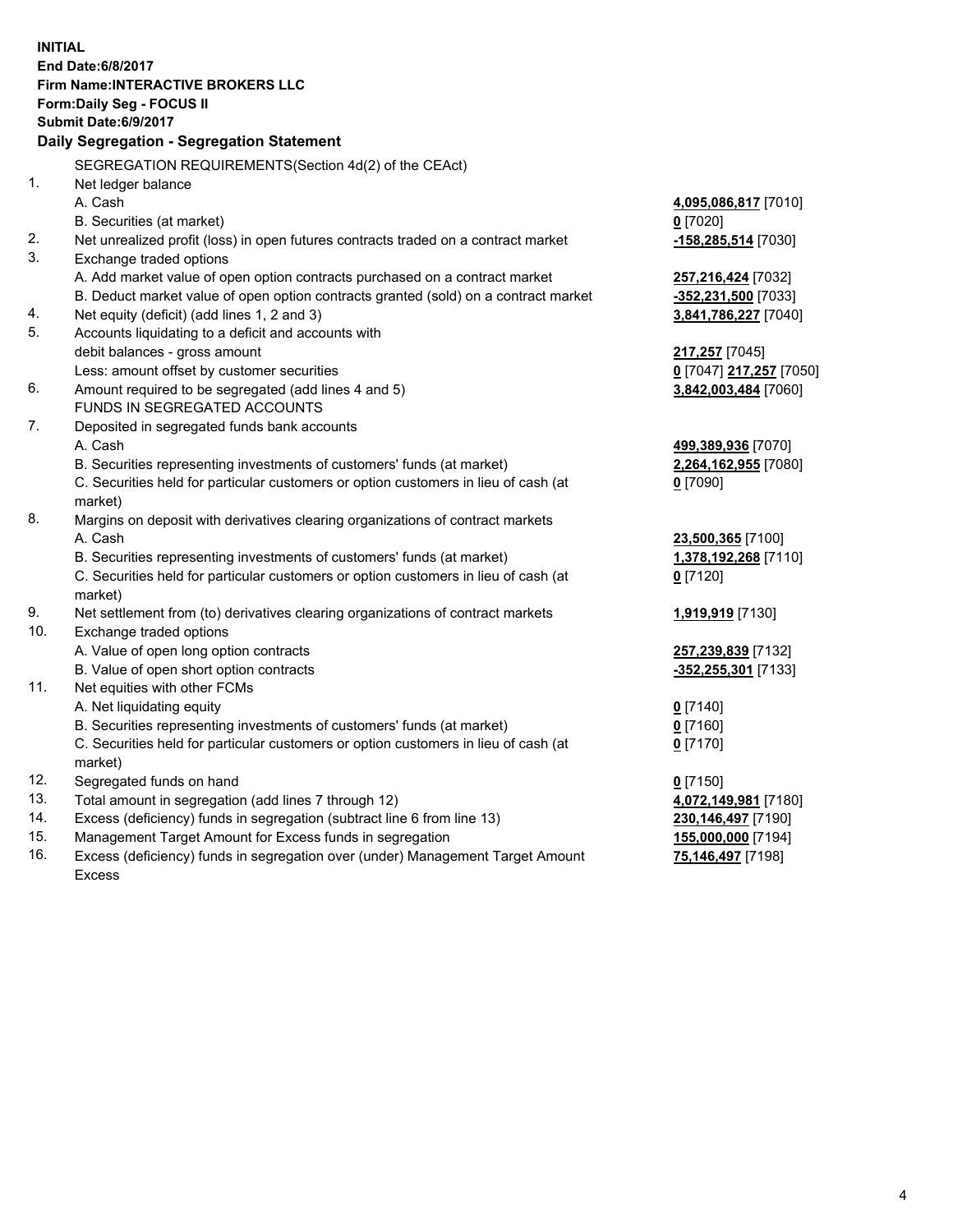**INITIAL**
**End Date:6/8/2017**
**Firm Name:INTERACTIVE BROKERS LLC**
**Form:Daily Seg - FOCUS II**
**Submit Date:6/9/2017**

### Daily Segregation - Segregation Statement

| | | |
|---|---|---|
| | SEGREGATION REQUIREMENTS(Section 4d(2) of the CEAct) | |
| 1. | Net ledger balance | |
| | A. Cash | **4,095,086,817** [7010] |
| | B. Securities (at market) | **0** [7020] |
| 2. | Net unrealized profit (loss) in open futures contracts traded on a contract market | **-158,285,514** [7030] |
| 3. | Exchange traded options | |
| | A. Add market value of open option contracts purchased on a contract market | **257,216,424** [7032] |
| | B. Deduct market value of open option contracts granted (sold) on a contract market | **-352,231,500** [7033] |
| 4. | Net equity (deficit) (add lines 1, 2 and 3) | **3,841,786,227** [7040] |
| 5. | Accounts liquidating to a deficit and accounts with | |
| | debit balances - gross amount | **217,257** [7045] |
| | Less: amount offset by customer securities | **0** [7047] **217,257** [7050] |
| 6. | Amount required to be segregated (add lines 4 and 5) | **3,842,003,484** [7060] |
| | FUNDS IN SEGREGATED ACCOUNTS | |
| 7. | Deposited in segregated funds bank accounts | |
| | A. Cash | **499,389,936** [7070] |
| | B. Securities representing investments of customers' funds (at market) | **2,264,162,955** [7080] |
| | C. Securities held for particular customers or option customers in lieu of cash (at market) | **0** [7090] |
| 8. | Margins on deposit with derivatives clearing organizations of contract markets | |
| | A. Cash | **23,500,365** [7100] |
| | B. Securities representing investments of customers' funds (at market) | **1,378,192,268** [7110] |
| | C. Securities held for particular customers or option customers in lieu of cash (at market) | **0** [7120] |
| 9. | Net settlement from (to) derivatives clearing organizations of contract markets | **1,919,919** [7130] |
| 10. | Exchange traded options | |
| | A. Value of open long option contracts | **257,239,839** [7132] |
| | B. Value of open short option contracts | **-352,255,301** [7133] |
| 11. | Net equities with other FCMs | |
| | A. Net liquidating equity | **0** [7140] |
| | B. Securities representing investments of customers' funds (at market) | **0** [7160] |
| | C. Securities held for particular customers or option customers in lieu of cash (at market) | **0** [7170] |
| 12. | Segregated funds on hand | **0** [7150] |
| 13. | Total amount in segregation (add lines 7 through 12) | **4,072,149,981** [7180] |
| 14. | Excess (deficiency) funds in segregation (subtract line 6 from line 13) | **230,146,497** [7190] |
| 15. | Management Target Amount for Excess funds in segregation | **155,000,000** [7194] |
| 16. | Excess (deficiency) funds in segregation over (under) Management Target Amount Excess | **75,146,497** [7198] |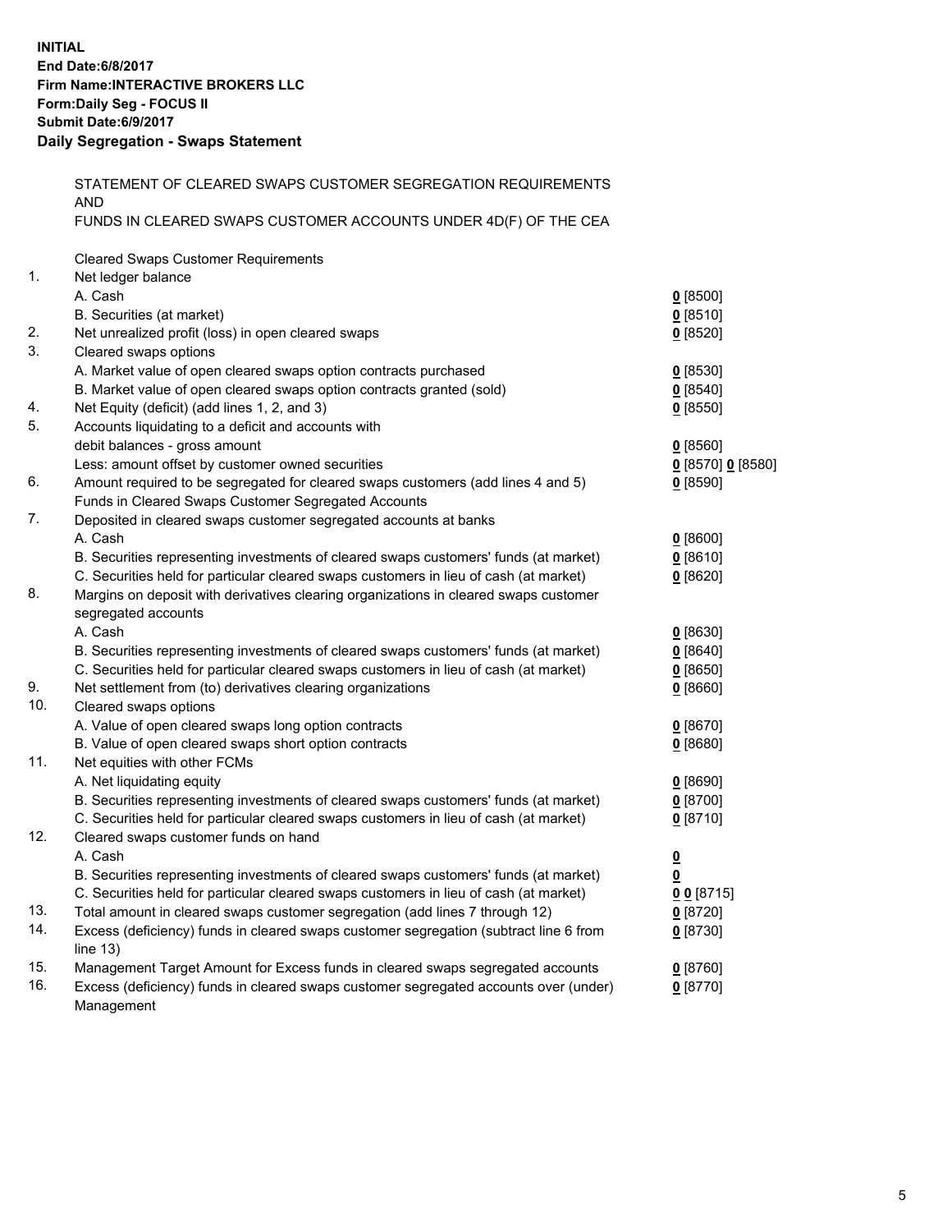**INITIAL**
**End Date:6/8/2017**
**Firm Name:INTERACTIVE BROKERS LLC**
**Form:Daily Seg - FOCUS II**
**Submit Date:6/9/2017**
**Daily Segregation - Swaps Statement**

STATEMENT OF CLEARED SWAPS CUSTOMER SEGREGATION REQUIREMENTS AND FUNDS IN CLEARED SWAPS CUSTOMER ACCOUNTS UNDER 4D(F) OF THE CEA

| | | |
|---|---|---|
| | Cleared Swaps Customer Requirements | |
| 1. | Net ledger balance | |
| | A. Cash | 0 [8500] |
| | B. Securities (at market) | 0 [8510] |
| 2. | Net unrealized profit (loss) in open cleared swaps | 0 [8520] |
| 3. | Cleared swaps options | |
| | A. Market value of open cleared swaps option contracts purchased | 0 [8530] |
| | B. Market value of open cleared swaps option contracts granted (sold) | 0 [8540] |
| 4. | Net Equity (deficit) (add lines 1, 2, and 3) | 0 [8550] |
| 5. | Accounts liquidating to a deficit and accounts with debit balances - gross amount | 0 [8560] |
| | Less: amount offset by customer owned securities | 0 [8570] 0 [8580] |
| 6. | Amount required to be segregated for cleared swaps customers (add lines 4 and 5) | 0 [8590] |
| | Funds in Cleared Swaps Customer Segregated Accounts | |
| 7. | Deposited in cleared swaps customer segregated accounts at banks | |
| | A. Cash | 0 [8600] |
| | B. Securities representing investments of cleared swaps customers' funds (at market) | 0 [8610] |
| | C. Securities held for particular cleared swaps customers in lieu of cash (at market) | 0 [8620] |
| 8. | Margins on deposit with derivatives clearing organizations in cleared swaps customer segregated accounts | |
| | A. Cash | 0 [8630] |
| | B. Securities representing investments of cleared swaps customers' funds (at market) | 0 [8640] |
| | C. Securities held for particular cleared swaps customers in lieu of cash (at market) | 0 [8650] |
| 9. | Net settlement from (to) derivatives clearing organizations | 0 [8660] |
| 10. | Cleared swaps options | |
| | A. Value of open cleared swaps long option contracts | 0 [8670] |
| | B. Value of open cleared swaps short option contracts | 0 [8680] |
| 11. | Net equities with other FCMs | |
| | A. Net liquidating equity | 0 [8690] |
| | B. Securities representing investments of cleared swaps customers' funds (at market) | 0 [8700] |
| | C. Securities held for particular cleared swaps customers in lieu of cash (at market) | 0 [8710] |
| 12. | Cleared swaps customer funds on hand | |
| | A. Cash | 0 |
| | B. Securities representing investments of cleared swaps customers' funds (at market) | 0 |
| | C. Securities held for particular cleared swaps customers in lieu of cash (at market) | 0 0 [8715] |
| 13. | Total amount in cleared swaps customer segregation (add lines 7 through 12) | 0 [8720] |
| 14. | Excess (deficiency) funds in cleared swaps customer segregation (subtract line 6 from line 13) | 0 [8730] |
| 15. | Management Target Amount for Excess funds in cleared swaps segregated accounts | 0 [8760] |
| 16. | Excess (deficiency) funds in cleared swaps customer segregated accounts over (under) Management | 0 [8770] |